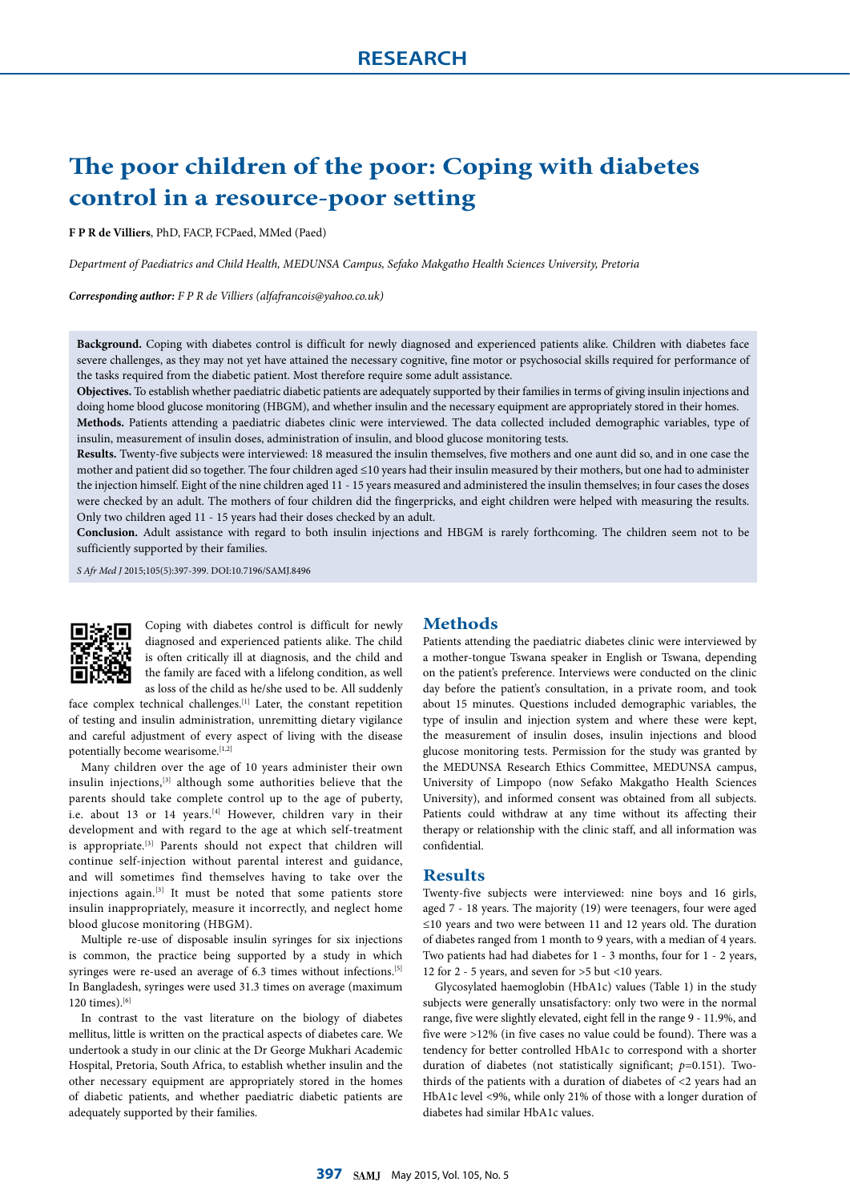# RESEARCH

# The poor children of the poor: Coping with diabetes control in a resource-poor setting

**F P R de Villiers**, PhD, FACP, FCPaed, MMed (Paed)

*Department of Paediatrics and Child Health, MEDUNSA Campus, Sefako Makgatho Health Sciences University, Pretoria*

***Corresponding author:*** *F P R de Villiers (alfafrancois@yahoo.co.uk)*

**Background.** Coping with diabetes control is difficult for newly diagnosed and experienced patients alike. Children with diabetes face severe challenges, as they may not yet have attained the necessary cognitive, fine motor or psychosocial skills required for performance of the tasks required from the diabetic patient. Most therefore require some adult assistance.

**Objectives.** To establish whether paediatric diabetic patients are adequately supported by their families in terms of giving insulin injections and doing home blood glucose monitoring (HBGM), and whether insulin and the necessary equipment are appropriately stored in their homes.

**Methods.** Patients attending a paediatric diabetes clinic were interviewed. The data collected included demographic variables, type of insulin, measurement of insulin doses, administration of insulin, and blood glucose monitoring tests.

**Results.** Twenty-five subjects were interviewed: 18 measured the insulin themselves, five mothers and one aunt did so, and in one case the mother and patient did so together. The four children aged ≤10 years had their insulin measured by their mothers, but one had to administer the injection himself. Eight of the nine children aged 11 - 15 years measured and administered the insulin themselves; in four cases the doses were checked by an adult. The mothers of four children did the fingerpricks, and eight children were helped with measuring the results. Only two children aged 11 - 15 years had their doses checked by an adult.

**Conclusion.** Adult assistance with regard to both insulin injections and HBGM is rarely forthcoming. The children seem not to be sufficiently supported by their families.

*S Afr Med J* 2015;105(5):397-399. DOI:10.7196/SAMJ.8496

Coping with diabetes control is difficult for newly diagnosed and experienced patients alike. The child is often critically ill at diagnosis, and the child and the family are faced with a lifelong condition, as well as loss of the child as he/she used to be. All suddenly face complex technical challenges.[1] Later, the constant repetition of testing and insulin administration, unremitting dietary vigilance and careful adjustment of every aspect of living with the disease potentially become wearisome.[1,2]

Many children over the age of 10 years administer their own insulin injections,[3] although some authorities believe that the parents should take complete control up to the age of puberty, i.e. about 13 or 14 years.[4] However, children vary in their development and with regard to the age at which self-treatment is appropriate.[3] Parents should not expect that children will continue self-injection without parental interest and guidance, and will sometimes find themselves having to take over the injections again.[3] It must be noted that some patients store insulin inappropriately, measure it incorrectly, and neglect home blood glucose monitoring (HBGM).

Multiple re-use of disposable insulin syringes for six injections is common, the practice being supported by a study in which syringes were re-used an average of 6.3 times without infections.[5] In Bangladesh, syringes were used 31.3 times on average (maximum 120 times).[6]

In contrast to the vast literature on the biology of diabetes mellitus, little is written on the practical aspects of diabetes care. We undertook a study in our clinic at the Dr George Mukhari Academic Hospital, Pretoria, South Africa, to establish whether insulin and the other necessary equipment are appropriately stored in the homes of diabetic patients, and whether paediatric diabetic patients are adequately supported by their families.

## Methods

Patients attending the paediatric diabetes clinic were interviewed by a mother-tongue Tswana speaker in English or Tswana, depending on the patient's preference. Interviews were conducted on the clinic day before the patient's consultation, in a private room, and took about 15 minutes. Questions included demographic variables, the type of insulin and injection system and where these were kept, the measurement of insulin doses, insulin injections and blood glucose monitoring tests. Permission for the study was granted by the MEDUNSA Research Ethics Committee, MEDUNSA campus, University of Limpopo (now Sefako Makgatho Health Sciences University), and informed consent was obtained from all subjects. Patients could withdraw at any time without its affecting their therapy or relationship with the clinic staff, and all information was confidential.

## Results

Twenty-five subjects were interviewed: nine boys and 16 girls, aged 7 - 18 years. The majority (19) were teenagers, four were aged ≤10 years and two were between 11 and 12 years old. The duration of diabetes ranged from 1 month to 9 years, with a median of 4 years. Two patients had had diabetes for 1 - 3 months, four for 1 - 2 years, 12 for 2 - 5 years, and seven for >5 but <10 years.

Glycosylated haemoglobin (HbA1c) values (Table 1) in the study subjects were generally unsatisfactory: only two were in the normal range, five were slightly elevated, eight fell in the range 9 - 11.9%, and five were >12% (in five cases no value could be found). There was a tendency for better controlled HbA1c to correspond with a shorter duration of diabetes (not statistically significant; $p$=0.151). Two-thirds of the patients with a duration of diabetes of <2 years had an HbA1c level <9%, while only 21% of those with a longer duration of diabetes had similar HbA1c values.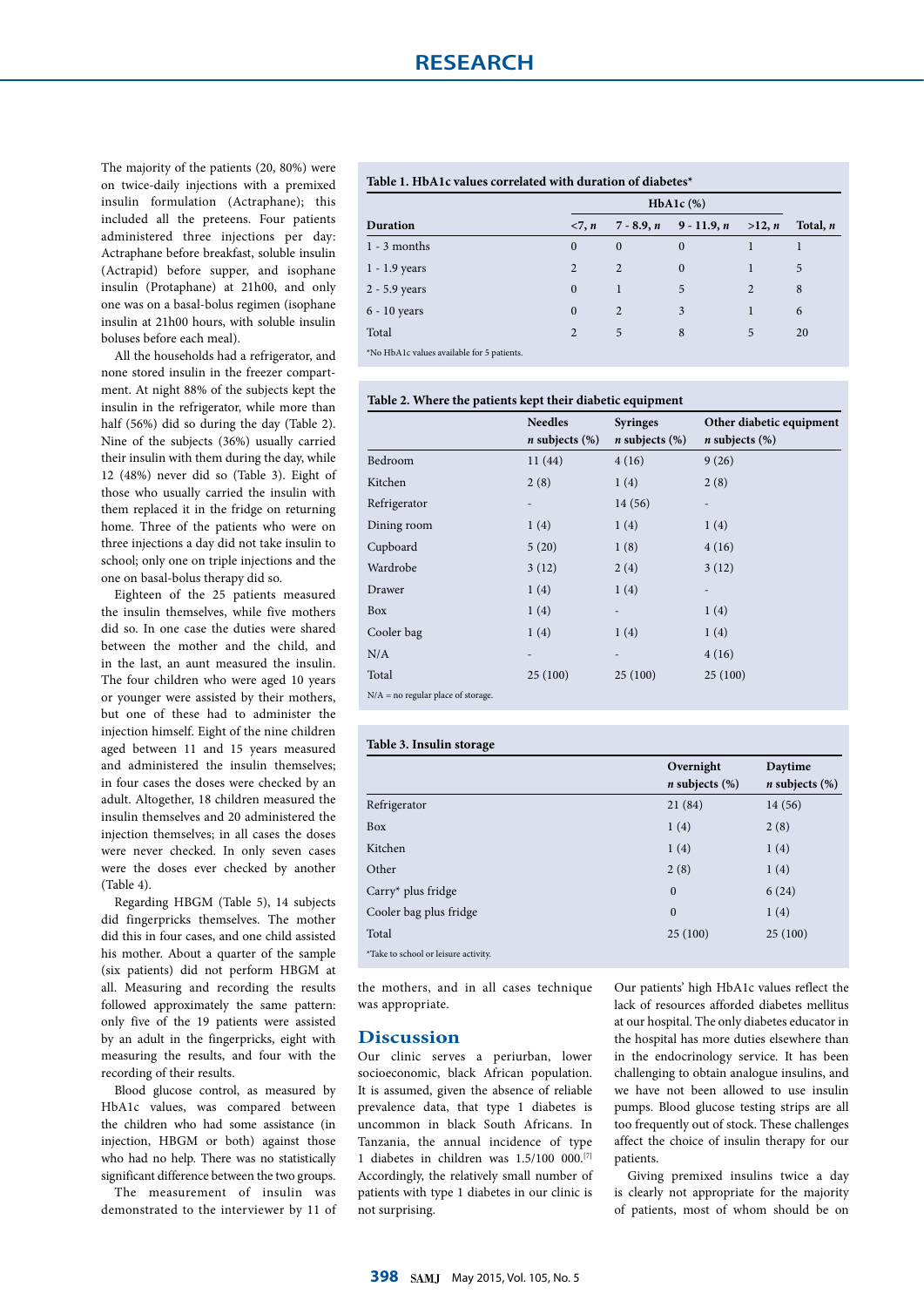The majority of the patients (20, 80%) were on twice-daily injections with a premixed insulin formulation (Actraphane); this included all the preteens. Four patients administered three injections per day: Actraphane before breakfast, soluble insulin (Actrapid) before supper, and isophane insulin (Protaphane) at 21h00, and only one was on a basal-bolus regimen (isophane insulin at 21h00 hours, with soluble insulin boluses before each meal).

All the households had a refrigerator, and none stored insulin in the freezer compartment. At night 88% of the subjects kept the insulin in the refrigerator, while more than half (56%) did so during the day (Table 2). Nine of the subjects (36%) usually carried their insulin with them during the day, while 12 (48%) never did so (Table 3). Eight of those who usually carried the insulin with them replaced it in the fridge on returning home. Three of the patients who were on three injections a day did not take insulin to school; only one on triple injections and the one on basal-bolus therapy did so.

Eighteen of the 25 patients measured the insulin themselves, while five mothers did so. In one case the duties were shared between the mother and the child, and in the last, an aunt measured the insulin. The four children who were aged 10 years or younger were assisted by their mothers, but one of these had to administer the injection himself. Eight of the nine children aged between 11 and 15 years measured and administered the insulin themselves; in four cases the doses were checked by an adult. Altogether, 18 children measured the insulin themselves and 20 administered the injection themselves; in all cases the doses were never checked. In only seven cases were the doses ever checked by another (Table 4).

Regarding HBGM (Table 5), 14 subjects did fingerpricks themselves. The mother did this in four cases, and one child assisted his mother. About a quarter of the sample (six patients) did not perform HBGM at all. Measuring and recording the results followed approximately the same pattern: only five of the 19 patients were assisted by an adult in the fingerpricks, eight with measuring the results, and four with the recording of their results.

Blood glucose control, as measured by HbA1c values, was compared between the children who had some assistance (in injection, HBGM or both) against those who had no help. There was no statistically significant difference between the two groups.

The measurement of insulin was demonstrated to the interviewer by 11 of the mothers, and in all cases technique was appropriate.

**Table 1. HbA1c values correlated with duration of diabetes***

| | HbA1c (%) | | | | |
|---|---|---|---|---|---|
| **Duration** | **<7, *n*** | **7 - 8.9, *n*** | **9 - 11.9, *n*** | **>12, *n*** | **Total, *n*** |
| 1 - 3 months | 0 | 0 | 0 | 1 | 1 |
| 1 - 1.9 years | 2 | 2 | 0 | 1 | 5 |
| 2 - 5.9 years | 0 | 1 | 5 | 2 | 8 |
| 6 - 10 years | 0 | 2 | 3 | 1 | 6 |
| Total | 2 | 5 | 8 | 5 | 20 |

*No HbA1c values available for 5 patients.

**Table 2. Where the patients kept their diabetic equipment**

| | Needles *n* subjects (%) | Syringes *n* subjects (%) | Other diabetic equipment *n* subjects (%) |
|---|---|---|---|
| Bedroom | 11 (44) | 4 (16) | 9 (26) |
| Kitchen | 2 (8) | 1 (4) | 2 (8) |
| Refrigerator | - | 14 (56) | - |
| Dining room | 1 (4) | 1 (4) | 1 (4) |
| Cupboard | 5 (20) | 1 (8) | 4 (16) |
| Wardrobe | 3 (12) | 2 (4) | 3 (12) |
| Drawer | 1 (4) | 1 (4) | - |
| Box | 1 (4) | - | 1 (4) |
| Cooler bag | 1 (4) | 1 (4) | 1 (4) |
| N/A | - | - | 4 (16) |
| Total | 25 (100) | 25 (100) | 25 (100) |

N/A = no regular place of storage.

**Table 3. Insulin storage**

| | Overnight *n* subjects (%) | Daytime *n* subjects (%) |
|---|---|---|
| Refrigerator | 21 (84) | 14 (56) |
| Box | 1 (4) | 2 (8) |
| Kitchen | 1 (4) | 1 (4) |
| Other | 2 (8) | 1 (4) |
| Carry* plus fridge | 0 | 6 (24) |
| Cooler bag plus fridge | 0 | 1 (4) |
| Total | 25 (100) | 25 (100) |

*Take to school or leisure activity.

## Discussion

Our clinic serves a periurban, lower socioeconomic, black African population. It is assumed, given the absence of reliable prevalence data, that type 1 diabetes is uncommon in black South Africans. In Tanzania, the annual incidence of type 1 diabetes in children was 1.5/100 000.[7] Accordingly, the relatively small number of patients with type 1 diabetes in our clinic is not surprising.

Our patients' high HbA1c values reflect the lack of resources afforded diabetes mellitus at our hospital. The only diabetes educator in the hospital has more duties elsewhere than in the endocrinology service. It has been challenging to obtain analogue insulins, and we have not been allowed to use insulin pumps. Blood glucose testing strips are all too frequently out of stock. These challenges affect the choice of insulin therapy for our patients.

Giving premixed insulins twice a day is clearly not appropriate for the majority of patients, most of whom should be on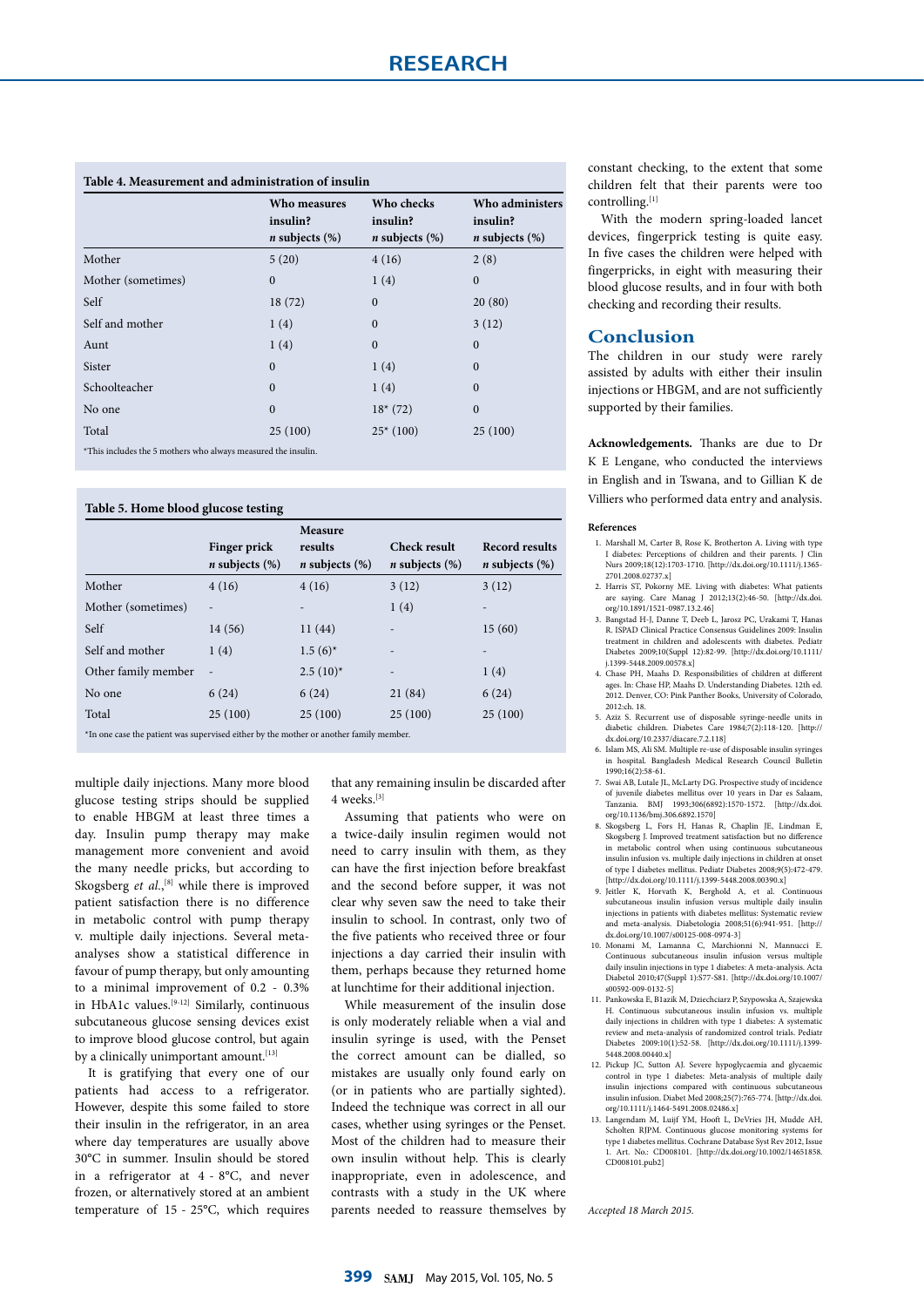**Table 4. Measurement and administration of insulin**

| | Who measures insulin? *n* subjects (%) | Who checks insulin? *n* subjects (%) | Who administers insulin? *n* subjects (%) |
|---|---|---|---|
| Mother | 5 (20) | 4 (16) | 2 (8) |
| Mother (sometimes) | 0 | 1 (4) | 0 |
| Self | 18 (72) | 0 | 20 (80) |
| Self and mother | 1 (4) | 0 | 3 (12) |
| Aunt | 1 (4) | 0 | 0 |
| Sister | 0 | 1 (4) | 0 |
| Schoolteacher | 0 | 1 (4) | 0 |
| No one | 0 | 18* (72) | 0 |
| Total | 25 (100) | 25* (100) | 25 (100) |

*This includes the 5 mothers who always measured the insulin.

**Table 5. Home blood glucose testing**

| | Finger prick *n* subjects (%) | Measure results *n* subjects (%) | Check result *n* subjects (%) | Record results *n* subjects (%) |
|---|---|---|---|---|
| Mother | 4 (16) | 4 (16) | 3 (12) | 3 (12) |
| Mother (sometimes) | - | - | 1 (4) | - |
| Self | 14 (56) | 11 (44) | - | 15 (60) |
| Self and mother | 1 (4) | 1.5 (6)* | - | - |
| Other family member | - | 2.5 (10)* | - | 1 (4) |
| No one | 6 (24) | 6 (24) | 21 (84) | 6 (24) |
| Total | 25 (100) | 25 (100) | 25 (100) | 25 (100) |

*In one case the patient was supervised either by the mother or another family member.

multiple daily injections. Many more blood glucose testing strips should be supplied to enable HBGM at least three times a day. Insulin pump therapy may make management more convenient and avoid the many needle pricks, but according to Skogsberg *et al.*,[8] while there is improved patient satisfaction there is no difference in metabolic control with pump therapy v. multiple daily injections. Several meta-analyses show a statistical difference in favour of pump therapy, but only amounting to a minimal improvement of 0.2 - 0.3% in HbA1c values.[9-12] Similarly, continuous subcutaneous glucose sensing devices exist to improve blood glucose control, but again by a clinically unimportant amount.[13]

It is gratifying that every one of our patients had access to a refrigerator. However, despite this some failed to store their insulin in the refrigerator, in an area where day temperatures are usually above 30°C in summer. Insulin should be stored in a refrigerator at 4 - 8°C, and never frozen, or alternatively stored at an ambient temperature of 15 - 25°C, which requires that any remaining insulin be discarded after 4 weeks.[3]

Assuming that patients who were on a twice-daily insulin regimen would not need to carry insulin with them, as they can have the first injection before breakfast and the second before supper, it was not clear why seven saw the need to take their insulin to school. In contrast, only two of the five patients who received three or four injections a day carried their insulin with them, perhaps because they returned home at lunchtime for their additional injection.

While measurement of the insulin dose is only moderately reliable when a vial and insulin syringe is used, with the Penset the correct amount can be dialled, so mistakes are usually only found early on (or in patients who are partially sighted). Indeed the technique was correct in all our cases, whether using syringes or the Penset. Most of the children had to measure their own insulin without help. This is clearly inappropriate, even in adolescence, and contrasts with a study in the UK where parents needed to reassure themselves by constant checking, to the extent that some children felt that their parents were too controlling.[1]

With the modern spring-loaded lancet devices, fingerprick testing is quite easy. In five cases the children were helped with fingerpricks, in eight with measuring their blood glucose results, and in four with both checking and recording their results.

## Conclusion

The children in our study were rarely assisted by adults with either their insulin injections or HBGM, and are not sufficiently supported by their families.

**Acknowledgements.** Thanks are due to Dr K E Lengane, who conducted the interviews in English and in Tswana, and to Gillian K de Villiers who performed data entry and analysis.

**References**

1. Marshall M, Carter B, Rose K, Brotherton A. Living with type I diabetes: Perceptions of children and their parents. J Clin Nurs 2009;18(12):1703-1710. [http://dx.doi.org/10.1111/j.1365-2701.2008.02737.x]
2. Harris ST, Pokorny ME. Living with diabetes: What patients are saying. Care Manag J 2012;13(2):46-50. [http://dx.doi.org/10.1891/1521-0987.13.2.46]
3. Bangstad H-J, Danne T, Deeb L, Jarosz PC, Urakami T, Hanas R. ISPAD Clinical Practice Consensus Guidelines 2009: Insulin treatment in children and adolescents with diabetes. Pediatr Diabetes 2009;10(Suppl 12):82-99. [http://dx.doi.org/10.1111/j.1399-5448.2009.00578.x]
4. Chase PH, Maahs D. Responsibilities of children at different ages. In: Chase HP, Maahs D. Understanding Diabetes. 12th ed. 2012. Denver, CO: Pink Panther Books, University of Colorado, 2012:ch. 18.
5. Aziz S. Recurrent use of disposable syringe-needle units in diabetic children. Diabetes Care 1984;7(2):118-120. [http://dx.doi.org/10.2337/diacare.7.2.118]
6. Islam MS, Ali SM. Multiple re-use of disposable insulin syringes in hospital. Bangladesh Medical Research Council Bulletin 1990;16(2):58-61.
7. Swai AB, Lutale JL, McLarty DG. Prospective study of incidence of juvenile diabetes mellitus over 10 years in Dar es Salaam, Tanzania. BMJ 1993;306(6892):1570-1572. [http://dx.doi.org/10.1136/bmj.306.6892.1570]
8. Skogsberg L, Fors H, Hanas R, Chaplin JE, Lindman E, Skogsberg J. Improved treatment satisfaction but no difference in metabolic control when using continuous subcutaneous insulin infusion vs. multiple daily injections in children at onset of type 1 diabetes mellitus. Pediatr Diabetes 2008;9(5):472-479. [http://dx.doi.org/10.1111/j.1399-5448.2008.00390.x]
9. Jeitler K, Horvath K, Berghold A, et al. Continuous subcutaneous insulin infusion versus multiple daily insulin injections in patients with diabetes mellitus: Systematic review and meta-analysis. Diabetologia 2008;51(6):941-951. [http://dx.doi.org/10.1007/s00125-008-0974-3]
10. Monami M, Lamanna C, Marchionni N, Mannucci E. Continuous subcutaneous insulin infusion versus multiple daily insulin injections in type 1 diabetes: A meta-analysis. Acta Diabetol 2010;47(Suppl 1):S77-S81. [http://dx.doi.org/10.1007/s00592-009-0132-5]
11. Pankowska E, Błazik M, Dziechciarz P, Szypowska A, Szajewska H. Continuous subcutaneous insulin infusion vs. multiple daily injections in children with type 1 diabetes: A systematic review and meta-analysis of randomized control trials. Pediatr Diabetes 2009:10(1):52-58. [http://dx.doi.org/10.1111/j.1399-5448.2008.00440.x]
12. Pickup JC, Sutton AJ. Severe hypoglycaemia and glycaemic control in type 1 diabetes: Meta-analysis of multiple daily insulin injections compared with continuous subcutaneous insulin infusion. Diabet Med 2008;25(7):765-774. [http://dx.doi.org/10.1111/j.1464-5491.2008.02486.x]
13. Langendam M, Luijf YM, Hooft L, DeVries JH, Mudde AH, Scholten RJPM. Continuous glucose monitoring systems for type 1 diabetes mellitus. Cochrane Database Syst Rev 2012, Issue 1. Art. No.: CD008101. [http://dx.doi.org/10.1002/14651858.CD008101.pub2]

*Accepted 18 March 2015.*